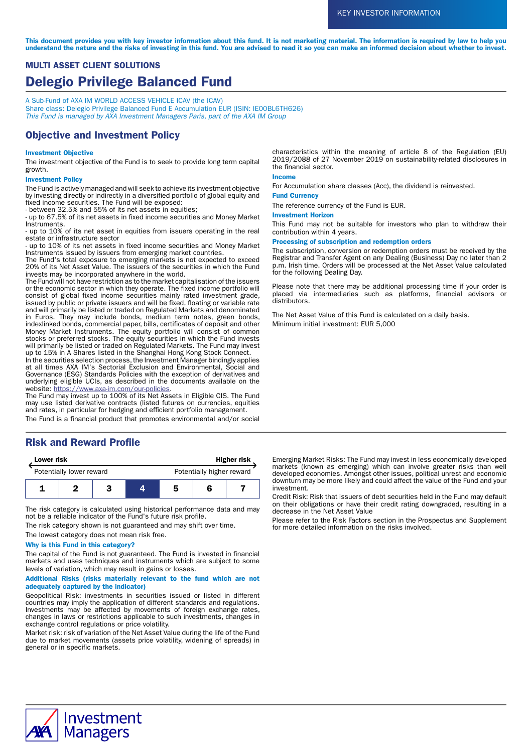KEY INVESTOR INFORMATION

**This document provides you with key investor information about this fund. It is not marketing material. The information is required by law to help you understand the nature and the risks of investing in this fund. You are advised to read it so you can make an informed decision about whether to invest.**

### MULTI ASSET CLIENT SOLUTIONS

# Delegio Privilege Balanced Fund

A Sub-Fund of AXA IM WORLD ACCESS VEHICLE ICAV (the ICAV)
Share class: Delegio Privilege Balanced Fund E Accumulation EUR (ISIN: IE00BL6TH626)
*This Fund is managed by AXA Investment Managers Paris, part of the AXA IM Group*

## Objective and Investment Policy

### Investment Objective

The investment objective of the Fund is to seek to provide long term capital growth.

### Investment Policy

The Fund is actively managed and will seek to achieve its investment objective by investing directly or indirectly in a diversified portfolio of global equity and fixed income securities. The Fund will be exposed:
- between 32.5% and 55% of its net assets in equities;
- up to 67.5% of its net assets in fixed income securities and Money Market Instruments.
- up to 10% of its net asset in equities from issuers operating in the real estate or infrastructure sector
- up to 10% of its net assets in fixed income securities and Money Market Instruments issued by issuers from emerging market countries.

The Fund's total exposure to emerging markets is not expected to exceed 20% of its Net Asset Value. The issuers of the securities in which the Fund invests may be incorporated anywhere in the world.
The Fund will not have restriction as to the market capitalisation of the issuers or the economic sector in which they operate. The fixed income portfolio will consist of global fixed income securities mainly rated investment grade, issued by public or private issuers and will be fixed, floating or variable rate and will primarily be listed or traded on Regulated Markets and denominated in Euros. They may include bonds, medium term notes, green bonds, indexlinked bonds, commercial paper, bills, certificates of deposit and other Money Market Instruments. The equity portfolio will consist of common stocks or preferred stocks. The equity securities in which the Fund invests will primarily be listed or traded on Regulated Markets. The Fund may invest up to 15% in A Shares listed in the Shanghai Hong Kong Stock Connect.
In the securities selection process, the Investment Manager bindingly applies at all times AXA IM's Sectorial Exclusion and Environmental, Social and Governance (ESG) Standards Policies with the exception of derivatives and underlying eligible UCIs, as described in the documents available on the website: https://www.axa-im.com/our-policies.
The Fund may invest up to 100% of its Net Assets in Eligible CIS. The Fund may use listed derivative contracts (listed futures on currencies, equities and rates, in particular for hedging and efficient portfolio management.
The Fund is a financial product that promotes environmental and/or social characteristics within the meaning of article 8 of the Regulation (EU) 2019/2088 of 27 November 2019 on sustainability-related disclosures in the financial sector.

### Income

For Accumulation share classes (Acc), the dividend is reinvested.

### Fund Currency

The reference currency of the Fund is EUR.

### Investment Horizon

This Fund may not be suitable for investors who plan to withdraw their contribution within 4 years.

### Processing of subscription and redemption orders

The subscription, conversion or redemption orders must be received by the Registrar and Transfer Agent on any Dealing (Business) Day no later than 2 p.m. Irish time. Orders will be processed at the Net Asset Value calculated for the following Dealing Day.

Please note that there may be additional processing time if your order is placed via intermediaries such as platforms, financial advisors or distributors.

The Net Asset Value of this Fund is calculated on a daily basis.
Minimum initial investment: EUR 5,000

## Risk and Reward Profile

| Lower risk | | | | | | Higher risk |
|---|---|---|---|---|---|---|
| Potentially lower reward | | | | | | Potentially higher reward |
| 1 | 2 | 3 | **4** | 5 | 6 | 7 |

The risk category is calculated using historical performance data and may not be a reliable indicator of the Fund's future risk profile.

The risk category shown is not guaranteed and may shift over time.

The lowest category does not mean risk free.

### Why is this Fund in this category?

The capital of the Fund is not guaranteed. The Fund is invested in financial markets and uses techniques and instruments which are subject to some levels of variation, which may result in gains or losses.

### Additional Risks (risks materially relevant to the fund which are not adequately captured by the indicator)

Geopolitical Risk: investments in securities issued or listed in different countries may imply the application of different standards and regulations. Investments may be affected by movements of foreign exchange rates, changes in laws or restrictions applicable to such investments, changes in exchange control regulations or price volatility.

Market risk: risk of variation of the Net Asset Value during the life of the Fund due to market movements (assets price volatility, widening of spreads) in general or in specific markets.

Emerging Market Risks: The Fund may invest in less economically developed markets (known as emerging) which can involve greater risks than well developed economies. Amongst other issues, political unrest and economic downturn may be more likely and could affect the value of the Fund and your investment.

Credit Risk: Risk that issuers of debt securities held in the Fund may default on their obligations or have their credit rating downgraded, resulting in a decrease in the Net Asset Value

Please refer to the Risk Factors section in the Prospectus and Supplement for more detailed information on the risks involved.

AXA Investment Managers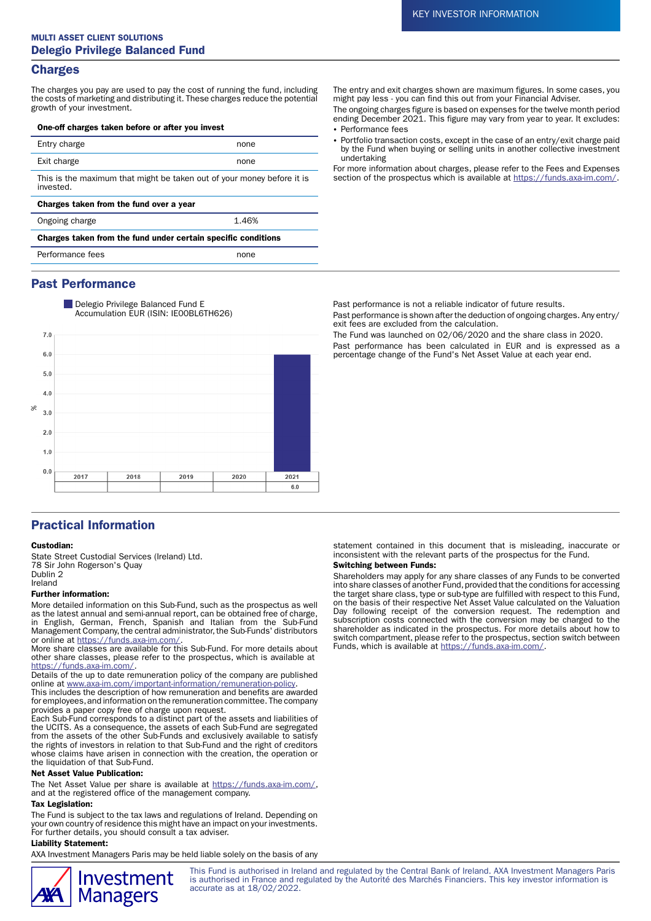KEY INVESTOR INFORMATION

**MULTI ASSET CLIENT SOLUTIONS**
**Delegio Privilege Balanced Fund**

## Charges

The charges you pay are used to pay the cost of running the fund, including the costs of marketing and distributing it. These charges reduce the potential growth of your investment.

| **One-off charges taken before or after you invest** | |
|---|---|
| Entry charge | none |
| Exit charge | none |
| This is the maximum that might be taken out of your money before it is invested. | |
| **Charges taken from the fund over a year** | |
| Ongoing charge | 1.46% |
| **Charges taken from the fund under certain specific conditions** | |
| Performance fees | none |

The entry and exit charges shown are maximum figures. In some cases, you might pay less - you can find this out from your Financial Adviser.

The ongoing charges figure is based on expenses for the twelve month period ending December 2021. This figure may vary from year to year. It excludes:

- Performance fees
- Portfolio transaction costs, except in the case of an entry/exit charge paid by the Fund when buying or selling units in another collective investment undertaking

For more information about charges, please refer to the Fees and Expenses section of the prospectus which is available at https://funds.axa-im.com/.

## Past Performance

Delegio Privilege Balanced Fund E Accumulation EUR (ISIN: IE00BL6TH626)

%
7.0
6.0
5.0
4.0
3.0
2.0
1.0
0.0

2017 2018 2019 2020 2021
6.0

Past performance is not a reliable indicator of future results.

Past performance is shown after the deduction of ongoing charges. Any entry/exit fees are excluded from the calculation.

The Fund was launched on 02/06/2020 and the share class in 2020.

Past performance has been calculated in EUR and is expressed as a percentage change of the Fund's Net Asset Value at each year end.

## Practical Information

**Custodian:**

State Street Custodial Services (Ireland) Ltd.
78 Sir John Rogerson's Quay
Dublin 2
Ireland

**Further information:**

More detailed information on this Sub-Fund, such as the prospectus as well as the latest annual and semi-annual report, can be obtained free of charge, in English, German, French, Spanish and Italian from the Sub-Fund Management Company, the central administrator, the Sub-Funds' distributors or online at https://funds.axa-im.com/.

More share classes are available for this Sub-Fund. For more details about other share classes, please refer to the prospectus, which is available at https://funds.axa-im.com/.

Details of the up to date remuneration policy of the company are published online at www.axa-im.com/important-information/remuneration-policy. This includes the description of how remuneration and benefits are awarded for employees, and information on the remuneration committee. The company provides a paper copy free of charge upon request.

Each Sub-Fund corresponds to a distinct part of the assets and liabilities of the UCITS. As a consequence, the assets of each Sub-Fund are segregated from the assets of the other Sub-Funds and exclusively available to satisfy the rights of investors in relation to that Sub-Fund and the right of creditors whose claims have arisen in connection with the creation, the operation or the liquidation of that Sub-Fund.

**Net Asset Value Publication:**

The Net Asset Value per share is available at https://funds.axa-im.com/, and at the registered office of the management company.

**Tax Legislation:**

The Fund is subject to the tax laws and regulations of Ireland. Depending on your own country of residence this might have an impact on your investments. For further details, you should consult a tax adviser.

**Liability Statement:**

AXA Investment Managers Paris may be held liable solely on the basis of any statement contained in this document that is misleading, inaccurate or inconsistent with the relevant parts of the prospectus for the Fund.

**Switching between Funds:**

Shareholders may apply for any share classes of any Funds to be converted into share classes of another Fund, provided that the conditions for accessing the target share class, type or sub-type are fulfilled with respect to this Fund, on the basis of their respective Net Asset Value calculated on the Valuation Day following receipt of the conversion request. The redemption and subscription costs connected with the conversion may be charged to the shareholder as indicated in the prospectus. For more details about how to switch compartment, please refer to the prospectus, section switch between Funds, which is available at https://funds.axa-im.com/.

AXA Investment Managers

This Fund is authorised in Ireland and regulated by the Central Bank of Ireland. AXA Investment Managers Paris is authorised in France and regulated by the Autorité des Marchés Financiers. This key investor information is accurate as at 18/02/2022.